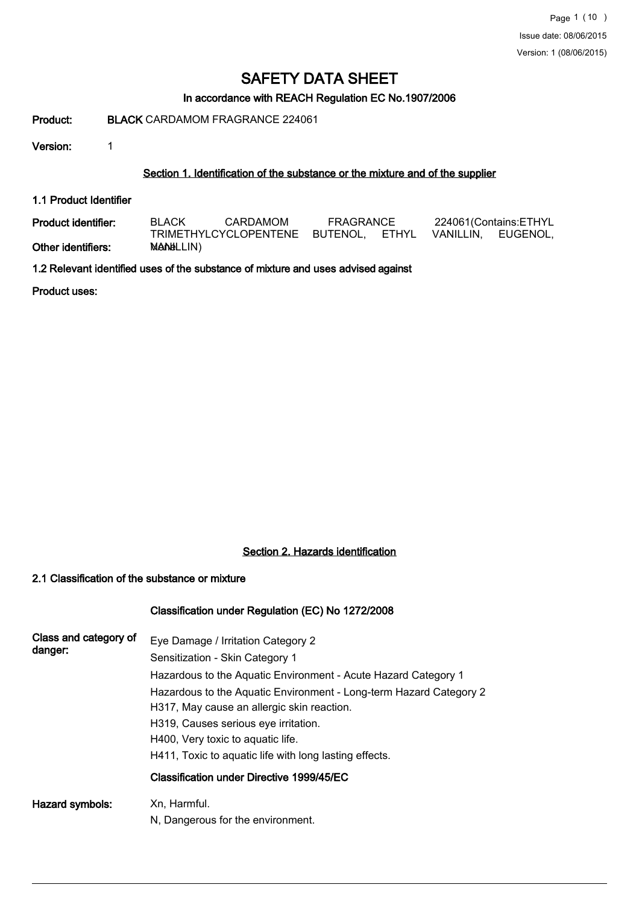# SAFETY DATA SHEET

**In accordance with REACH Regulation EC No.1907/2006**

**Product:** **BLACK** CARDAMOM FRAGRANCE 224061

**Version:** 1

## Section 1. Identification of the substance or the mixture and of the supplier

### 1.1 Product Identifier

**Product identifier:** BLACK CARDAMOM FRAGRANCE 224061(Contains:ETHYL TRIMETHYLCYCLOPENTENE BUTENOL, ETHYL VANILLIN, EUGENOL, VANILLIN)

**Other identifiers:** None

### 1.2 Relevant identified uses of the substance of mixture and uses advised against

**Product uses:**

## Section 2. Hazards identification

### 2.1 Classification of the substance or mixture

**Classification under Regulation (EC) No 1272/2008**

**Class and category of danger:**

Eye Damage / Irritation Category 2

Sensitization - Skin Category 1

Hazardous to the Aquatic Environment - Acute Hazard Category 1

Hazardous to the Aquatic Environment - Long-term Hazard Category 2

H317, May cause an allergic skin reaction.

H319, Causes serious eye irritation.

H400, Very toxic to aquatic life.

H411, Toxic to aquatic life with long lasting effects.

**Classification under Directive 1999/45/EC**

**Hazard symbols:**

Xn, Harmful.

N, Dangerous for the environment.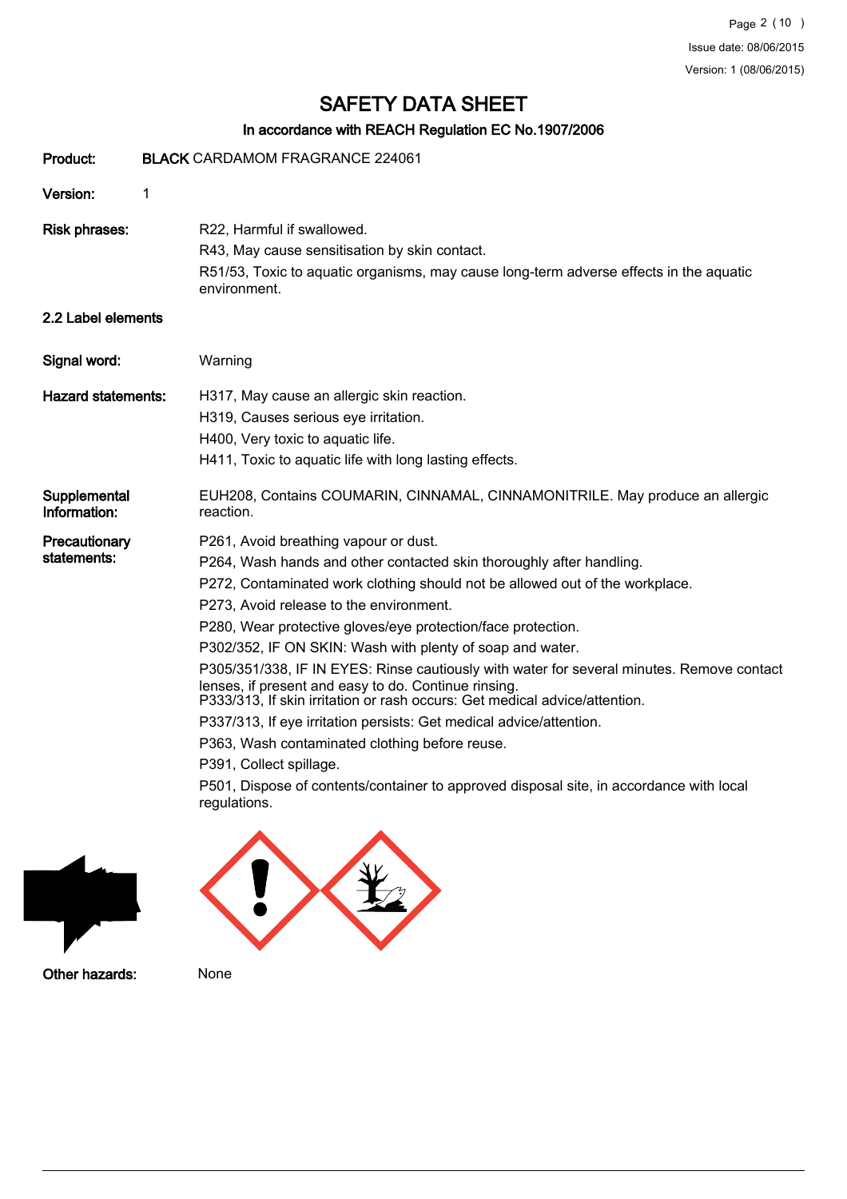# SAFETY DATA SHEET

## In accordance with REACH Regulation EC No.1907/2006

**Product:** BLACK CARDAMOM FRAGRANCE 224061

**Version:** 1

**Risk phrases:**
R22, Harmful if swallowed.
R43, May cause sensitisation by skin contact.
R51/53, Toxic to aquatic organisms, may cause long-term adverse effects in the aquatic environment.

### 2.2 Label elements

**Signal word:** Warning

**Hazard statements:**
H317, May cause an allergic skin reaction.
H319, Causes serious eye irritation.
H400, Very toxic to aquatic life.
H411, Toxic to aquatic life with long lasting effects.

**Supplemental Information:** EUH208, Contains COUMARIN, CINNAMAL, CINNAMONITRILE. May produce an allergic reaction.

**Precautionary statements:**
P261, Avoid breathing vapour or dust.
P264, Wash hands and other contacted skin thoroughly after handling.
P272, Contaminated work clothing should not be allowed out of the workplace.
P273, Avoid release to the environment.
P280, Wear protective gloves/eye protection/face protection.
P302/352, IF ON SKIN: Wash with plenty of soap and water.
P305/351/338, IF IN EYES: Rinse cautiously with water for several minutes. Remove contact lenses, if present and easy to do. Continue rinsing.
P333/313, If skin irritation or rash occurs: Get medical advice/attention.
P337/313, If eye irritation persists: Get medical advice/attention.
P363, Wash contaminated clothing before reuse.
P391, Collect spillage.
P501, Dispose of contents/container to approved disposal site, in accordance with local regulations.

**Other hazards:** None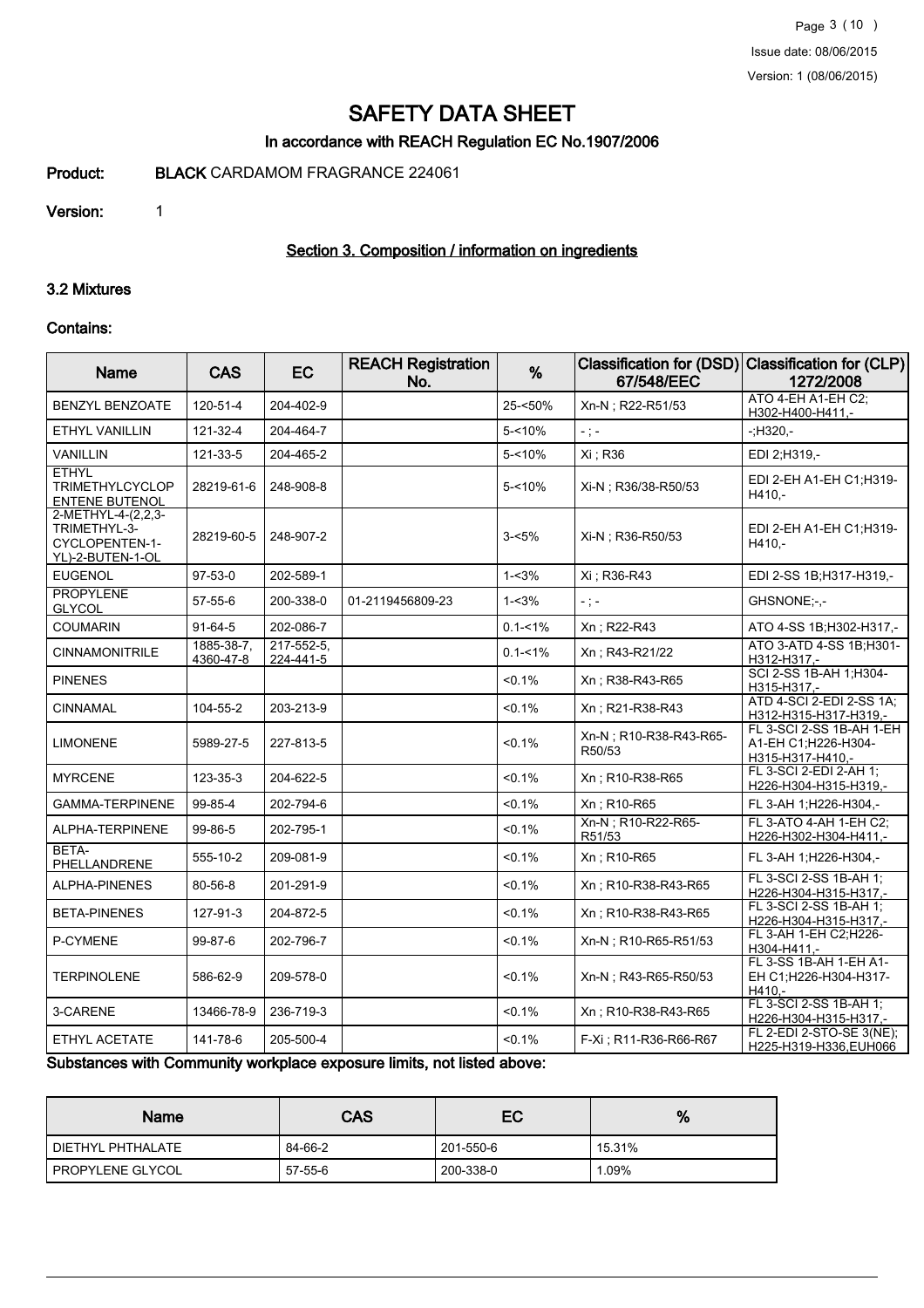# SAFETY DATA SHEET

## In accordance with REACH Regulation EC No.1907/2006

**Product:** **BLACK** CARDAMOM FRAGRANCE 224061

**Version:** 1

### Section 3. Composition / information on ingredients

#### 3.2 Mixtures

**Contains:**

| Name | CAS | EC | REACH Registration No. | % | Classification for (DSD) 67/548/EEC | Classification for (CLP) 1272/2008 |
|---|---|---|---|---|---|---|
| BENZYL BENZOATE | 120-51-4 | 204-402-9 | | 25-<50% | Xn-N ; R22-R51/53 | ATO 4-EH A1-EH C2; H302-H400-H411,- |
| ETHYL VANILLIN | 121-32-4 | 204-464-7 | | 5-<10% | - ; - | -;H320,- |
| VANILLIN | 121-33-5 | 204-465-2 | | 5-<10% | Xi ; R36 | EDI 2;H319,- |
| ETHYL TRIMETHYLCYCLOPENTENE BUTENOL | 28219-61-6 | 248-908-8 | | 5-<10% | Xi-N ; R36/38-R50/53 | EDI 2-EH A1-EH C1;H319-H410,- |
| 2-METHYL-4-(2,2,3-TRIMETHYL-3-CYCLOPENTEN-1-YL)-2-BUTEN-1-OL | 28219-60-5 | 248-907-2 | | 3-<5% | Xi-N ; R36-R50/53 | EDI 2-EH A1-EH C1;H319-H410,- |
| EUGENOL | 97-53-0 | 202-589-1 | | 1-<3% | Xi ; R36-R43 | EDI 2-SS 1B;H317-H319,- |
| PROPYLENE GLYCOL | 57-55-6 | 200-338-0 | 01-2119456809-23 | 1-<3% | - ; - | GHSNONE;-,- |
| COUMARIN | 91-64-5 | 202-086-7 | | 0.1-<1% | Xn ; R22-R43 | ATO 4-SS 1B;H302-H317,- |
| CINNAMONITRILE | 1885-38-7, 4360-47-8 | 217-552-5, 224-441-5 | | 0.1-<1% | Xn ; R43-R21/22 | ATO 3-ATD 4-SS 1B;H301-H312-H317,- |
| PINENES | | | | <0.1% | Xn ; R38-R43-R65 | SCI 2-SS 1B-AH 1;H304-H315-H317,- |
| CINNAMAL | 104-55-2 | 203-213-9 | | <0.1% | Xn ; R21-R38-R43 | ATD 4-SCI 2-EDI 2-SS 1A;H312-H315-H317-H319,- |
| LIMONENE | 5989-27-5 | 227-813-5 | | <0.1% | Xn-N ; R10-R38-R43-R65-R50/53 | FL 3-SCI 2-SS 1B-AH 1-EH A1-EH C1;H226-H304-H315-H317-H410,- |
| MYRCENE | 123-35-3 | 204-622-5 | | <0.1% | Xn ; R10-R38-R65 | FL 3-SCI 2-EDI 2-AH 1;H226-H304-H315-H319,- |
| GAMMA-TERPINENE | 99-85-4 | 202-794-6 | | <0.1% | Xn ; R10-R65 | FL 3-AH 1;H226-H304,- |
| ALPHA-TERPINENE | 99-86-5 | 202-795-1 | | <0.1% | Xn-N ; R10-R22-R65-R51/53 | FL 3-ATO 4-AH 1-EH C2;H226-H302-H304-H411,- |
| BETA-PHELLANDRENE | 555-10-2 | 209-081-9 | | <0.1% | Xn ; R10-R65 | FL 3-AH 1;H226-H304,- |
| ALPHA-PINENES | 80-56-8 | 201-291-9 | | <0.1% | Xn ; R10-R38-R43-R65 | FL 3-SCI 2-SS 1B-AH 1;H226-H304-H315-H317,- |
| BETA-PINENES | 127-91-3 | 204-872-5 | | <0.1% | Xn ; R10-R38-R43-R65 | FL 3-SCI 2-SS 1B-AH 1;H226-H304-H315-H317,- |
| P-CYMENE | 99-87-6 | 202-796-7 | | <0.1% | Xn-N ; R10-R65-R51/53 | FL 3-AH 1-EH C2;H226-H304-H411,- |
| TERPINOLENE | 586-62-9 | 209-578-0 | | <0.1% | Xn-N ; R43-R65-R50/53 | FL 3-SS 1B-AH 1-EH A1-EH C1;H226-H304-H317-H410,- |
| 3-CARENE | 13466-78-9 | 236-719-3 | | <0.1% | Xn ; R10-R38-R43-R65 | FL 3-SCI 2-SS 1B-AH 1;H226-H304-H315-H317,- |
| ETHYL ACETATE | 141-78-6 | 205-500-4 | | <0.1% | F-Xi ; R11-R36-R66-R67 | FL 2-EDI 2-STO-SE 3(NE);H225-H319-H336,EUH066 |

**Substances with Community workplace exposure limits, not listed above:**

| Name | CAS | EC | % |
|---|---|---|---|
| DIETHYL PHTHALATE | 84-66-2 | 201-550-6 | 15.31% |
| PROPYLENE GLYCOL | 57-55-6 | 200-338-0 | 1.09% |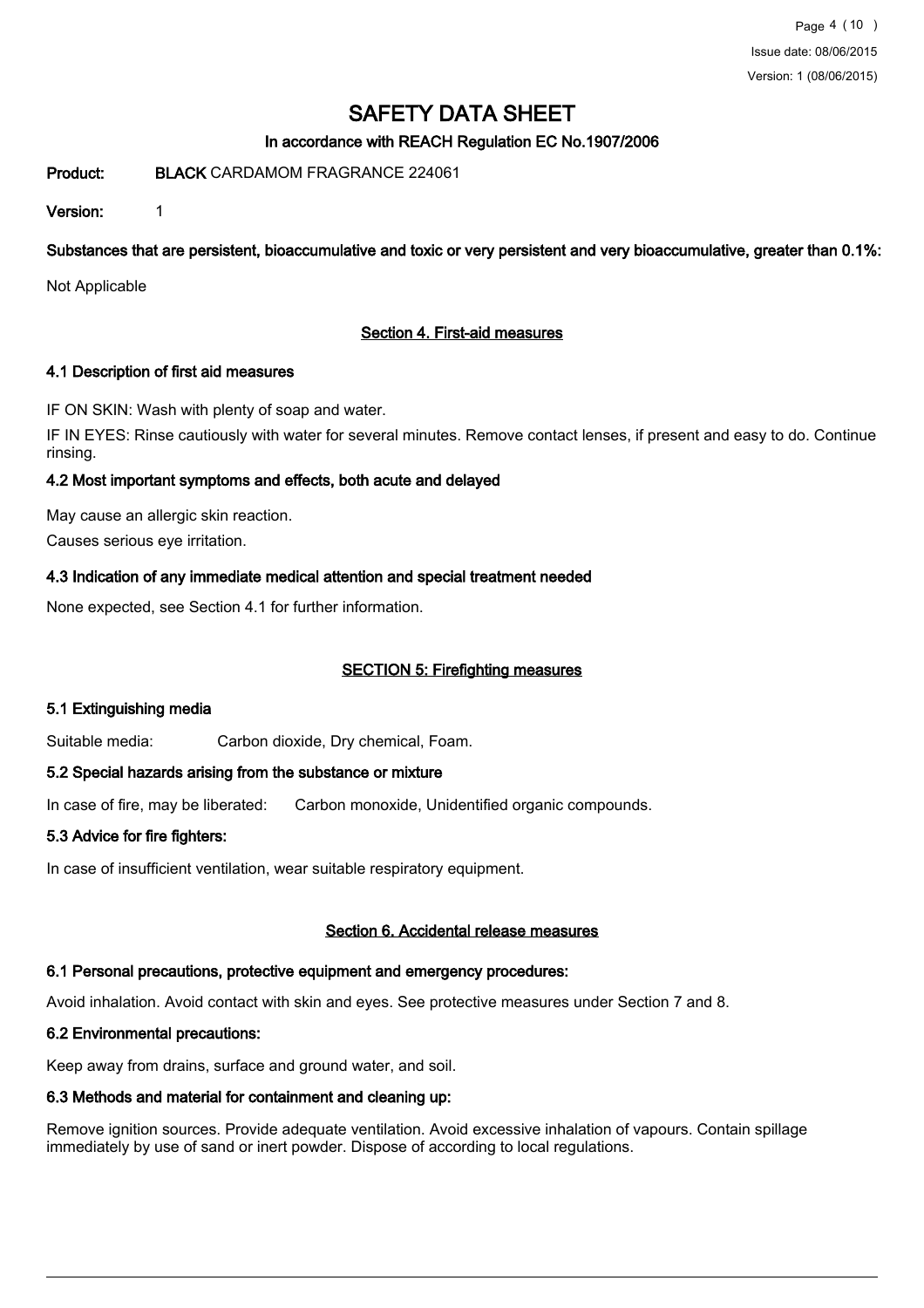# SAFETY DATA SHEET

**In accordance with REACH Regulation EC No.1907/2006**

**Product:** **BLACK** CARDAMOM FRAGRANCE 224061

**Version:** 1

**Substances that are persistent, bioaccumulative and toxic or very persistent and very bioaccumulative, greater than 0.1%:**

Not Applicable

## Section 4. First-aid measures

### 4.1 Description of first aid measures

IF ON SKIN: Wash with plenty of soap and water.

IF IN EYES: Rinse cautiously with water for several minutes. Remove contact lenses, if present and easy to do. Continue rinsing.

### 4.2 Most important symptoms and effects, both acute and delayed

May cause an allergic skin reaction.

Causes serious eye irritation.

### 4.3 Indication of any immediate medical attention and special treatment needed

None expected, see Section 4.1 for further information.

## SECTION 5: Firefighting measures

### 5.1 Extinguishing media

Suitable media: Carbon dioxide, Dry chemical, Foam.

### 5.2 Special hazards arising from the substance or mixture

In case of fire, may be liberated: Carbon monoxide, Unidentified organic compounds.

### 5.3 Advice for fire fighters:

In case of insufficient ventilation, wear suitable respiratory equipment.

## Section 6. Accidental release measures

### 6.1 Personal precautions, protective equipment and emergency procedures:

Avoid inhalation. Avoid contact with skin and eyes. See protective measures under Section 7 and 8.

### 6.2 Environmental precautions:

Keep away from drains, surface and ground water, and soil.

### 6.3 Methods and material for containment and cleaning up:

Remove ignition sources. Provide adequate ventilation. Avoid excessive inhalation of vapours. Contain spillage immediately by use of sand or inert powder. Dispose of according to local regulations.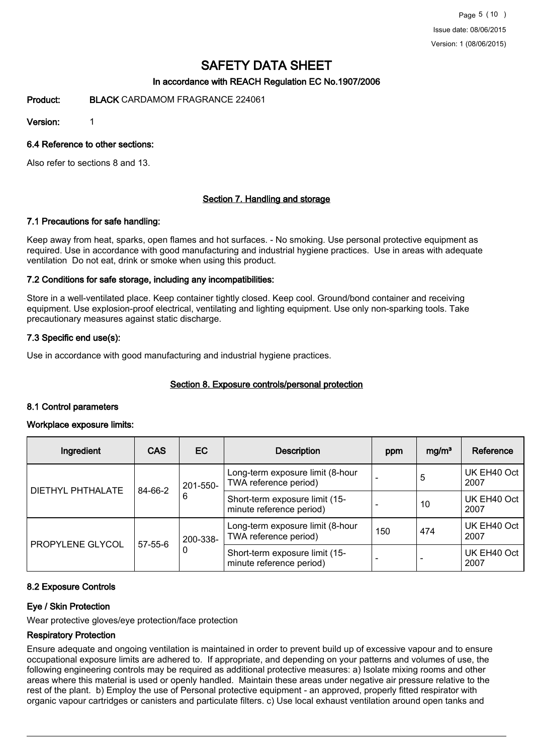# SAFETY DATA SHEET

### In accordance with REACH Regulation EC No.1907/2006

**Product:** **BLACK** CARDAMOM FRAGRANCE 224061

**Version:** 1

### 6.4 Reference to other sections:

Also refer to sections 8 and 13.

## Section 7. Handling and storage

### 7.1 Precautions for safe handling:

Keep away from heat, sparks, open flames and hot surfaces. - No smoking. Use personal protective equipment as required. Use in accordance with good manufacturing and industrial hygiene practices. Use in areas with adequate ventilation Do not eat, drink or smoke when using this product.

### 7.2 Conditions for safe storage, including any incompatibilities:

Store in a well-ventilated place. Keep container tightly closed. Keep cool. Ground/bond container and receiving equipment. Use explosion-proof electrical, ventilating and lighting equipment. Use only non-sparking tools. Take precautionary measures against static discharge.

### 7.3 Specific end use(s):

Use in accordance with good manufacturing and industrial hygiene practices.

## Section 8. Exposure controls/personal protection

### 8.1 Control parameters

**Workplace exposure limits:**

| Ingredient | CAS | EC | Description | ppm | mg/m³ | Reference |
|---|---|---|---|---|---|---|
| DIETHYL PHTHALATE | 84-66-2 | 201-550-6 | Long-term exposure limit (8-hour TWA reference period) | - | 5 | UK EH40 Oct 2007 |
| | | | Short-term exposure limit (15-minute reference period) | - | 10 | UK EH40 Oct 2007 |
| PROPYLENE GLYCOL | 57-55-6 | 200-338-0 | Long-term exposure limit (8-hour TWA reference period) | 150 | 474 | UK EH40 Oct 2007 |
| | | | Short-term exposure limit (15-minute reference period) | - | - | UK EH40 Oct 2007 |

### 8.2 Exposure Controls

**Eye / Skin Protection**

Wear protective gloves/eye protection/face protection

**Respiratory Protection**

Ensure adequate and ongoing ventilation is maintained in order to prevent build up of excessive vapour and to ensure occupational exposure limits are adhered to. If appropriate, and depending on your patterns and volumes of use, the following engineering controls may be required as additional protective measures: a) Isolate mixing rooms and other areas where this material is used or openly handled. Maintain these areas under negative air pressure relative to the rest of the plant. b) Employ the use of Personal protective equipment - an approved, properly fitted respirator with organic vapour cartridges or canisters and particulate filters. c) Use local exhaust ventilation around open tanks and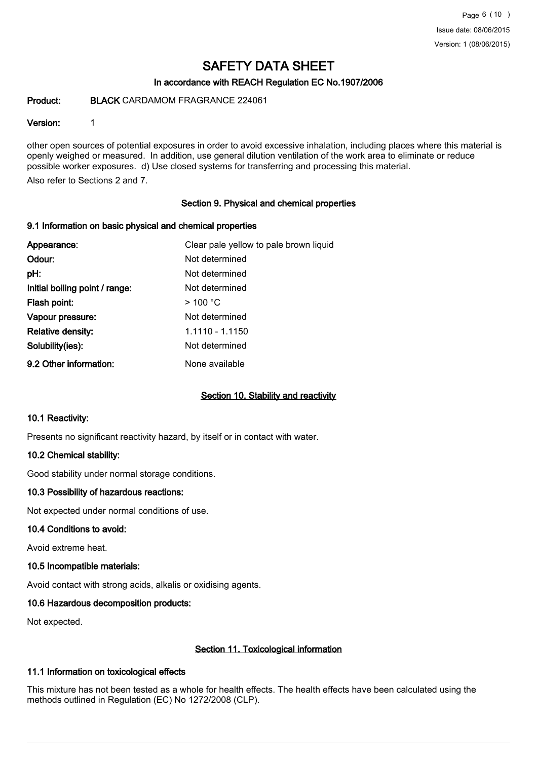other open sources of potential exposures in order to avoid excessive inhalation, including places where this material is openly weighed or measured. In addition, use general dilution ventilation of the work area to eliminate or reduce possible worker exposures. d) Use closed systems for transferring and processing this material.

Also refer to Sections 2 and 7.

## Section 9. Physical and chemical properties

### 9.1 Information on basic physical and chemical properties

| | |
|---|---|
| **Appearance:** | Clear pale yellow to pale brown liquid |
| **Odour:** | Not determined |
| **pH:** | Not determined |
| **Initial boiling point / range:** | Not determined |
| **Flash point:** | > 100 °C |
| **Vapour pressure:** | Not determined |
| **Relative density:** | 1.1110 - 1.1150 |
| **Solubility(ies):** | Not determined |
| **9.2 Other information:** | None available |

## Section 10. Stability and reactivity

### 10.1 Reactivity:

Presents no significant reactivity hazard, by itself or in contact with water.

### 10.2 Chemical stability:

Good stability under normal storage conditions.

### 10.3 Possibility of hazardous reactions:

Not expected under normal conditions of use.

### 10.4 Conditions to avoid:

Avoid extreme heat.

### 10.5 Incompatible materials:

Avoid contact with strong acids, alkalis or oxidising agents.

### 10.6 Hazardous decomposition products:

Not expected.

## Section 11. Toxicological information

### 11.1 Information on toxicological effects

This mixture has not been tested as a whole for health effects. The health effects have been calculated using the methods outlined in Regulation (EC) No 1272/2008 (CLP).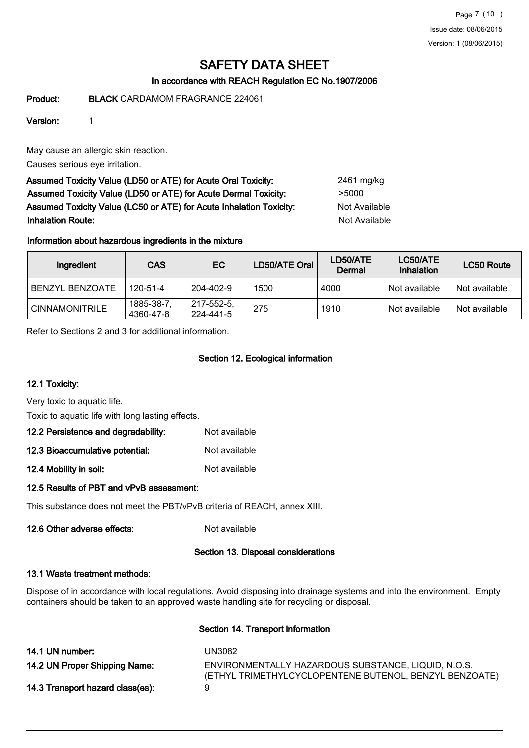# SAFETY DATA SHEET

## In accordance with REACH Regulation EC No.1907/2006

**Product:** **BLACK** CARDAMOM FRAGRANCE 224061

**Version:** 1

May cause an allergic skin reaction.

Causes serious eye irritation.

**Assumed Toxicity Value (LD50 or ATE) for Acute Oral Toxicity:** 2461 mg/kg

**Assumed Toxicity Value (LD50 or ATE) for Acute Dermal Toxicity:** >5000

**Assumed Toxicity Value (LC50 or ATE) for Acute Inhalation Toxicity:** Not Available

**Inhalation Route:** Not Available

### Information about hazardous ingredients in the mixture

| Ingredient | CAS | EC | LD50/ATE Oral | LD50/ATE Dermal | LC50/ATE Inhalation | LC50 Route |
|---|---|---|---|---|---|---|
| BENZYL BENZOATE | 120-51-4 | 204-402-9 | 1500 | 4000 | Not available | Not available |
| CINNAMONITRILE | 1885-38-7, 4360-47-8 | 217-552-5, 224-441-5 | 275 | 1910 | Not available | Not available |

Refer to Sections 2 and 3 for additional information.

## Section 12. Ecological information

### 12.1 Toxicity:

Very toxic to aquatic life.

Toxic to aquatic life with long lasting effects.

**12.2 Persistence and degradability:** Not available

**12.3 Bioaccumulative potential:** Not available

**12.4 Mobility in soil:** Not available

### 12.5 Results of PBT and vPvB assessment:

This substance does not meet the PBT/vPvB criteria of REACH, annex XIII.

**12.6 Other adverse effects:** Not available

## Section 13. Disposal considerations

### 13.1 Waste treatment methods:

Dispose of in accordance with local regulations. Avoid disposing into drainage systems and into the environment. Empty containers should be taken to an approved waste handling site for recycling or disposal.

## Section 14. Transport information

**14.1 UN number:** UN3082

**14.2 UN Proper Shipping Name:** ENVIRONMENTALLY HAZARDOUS SUBSTANCE, LIQUID, N.O.S. (ETHYL TRIMETHYLCYCLOPENTENE BUTENOL, BENZYL BENZOATE)

**14.3 Transport hazard class(es):** 9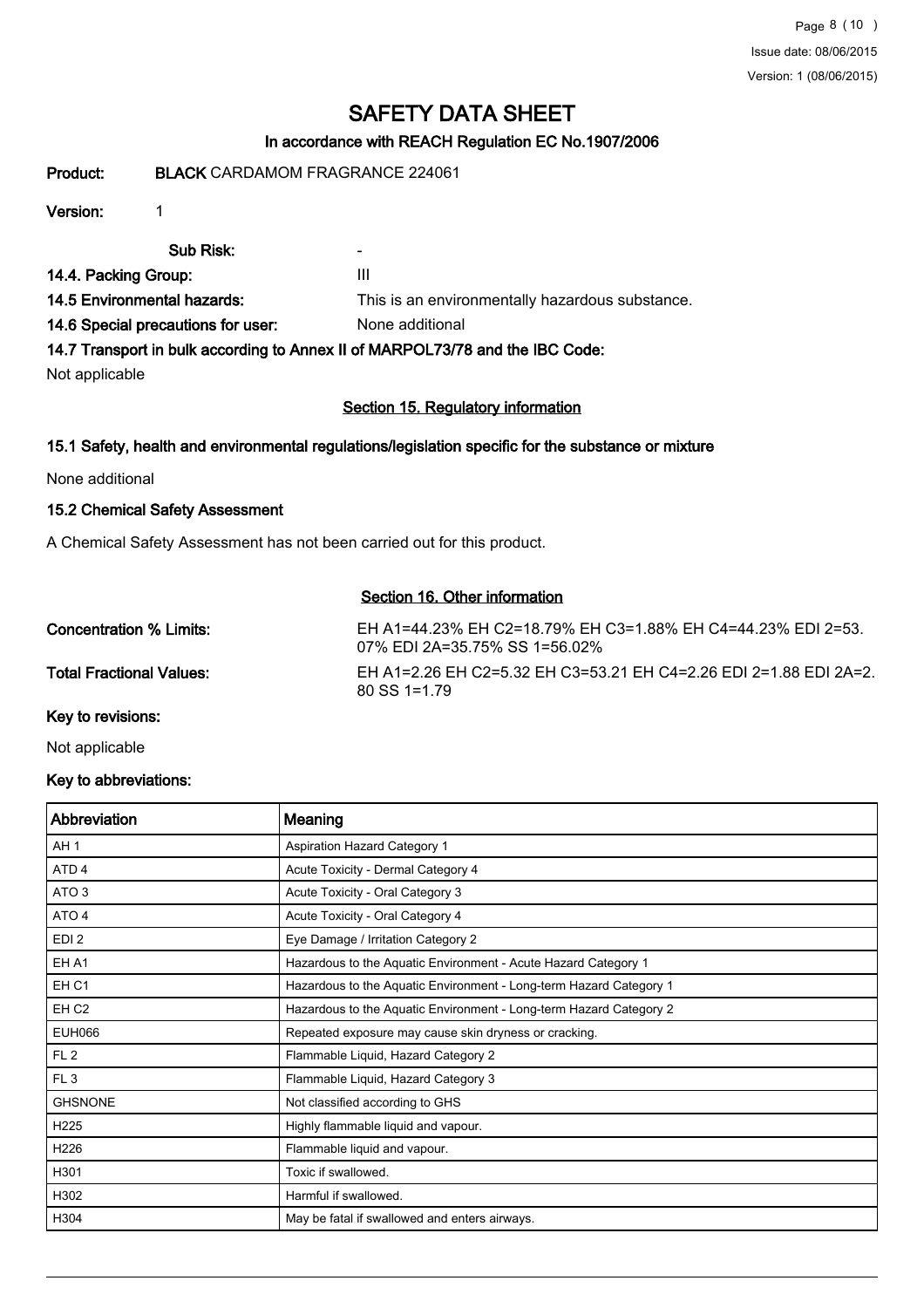# SAFETY DATA SHEET

**In accordance with REACH Regulation EC No.1907/2006**

**Product:** **BLACK** CARDAMOM FRAGRANCE 224061

**Version:** 1

**Sub Risk:** -

**14.4. Packing Group:** III

**14.5 Environmental hazards:** This is an environmentally hazardous substance.

**14.6 Special precautions for user:** None additional

**14.7 Transport in bulk according to Annex II of MARPOL73/78 and the IBC Code:**

Not applicable

## Section 15. Regulatory information

### 15.1 Safety, health and environmental regulations/legislation specific for the substance or mixture

None additional

### 15.2 Chemical Safety Assessment

A Chemical Safety Assessment has not been carried out for this product.

## Section 16. Other information

**Concentration % Limits:** EH A1=44.23% EH C2=18.79% EH C3=1.88% EH C4=44.23% EDI 2=53.07% EDI 2A=35.75% SS 1=56.02%

**Total Fractional Values:** EH A1=2.26 EH C2=5.32 EH C3=53.21 EH C4=2.26 EDI 2=1.88 EDI 2A=2.80 SS 1=1.79

**Key to revisions:**

Not applicable

**Key to abbreviations:**

| Abbreviation | Meaning |
|---|---|
| AH 1 | Aspiration Hazard Category 1 |
| ATD 4 | Acute Toxicity - Dermal Category 4 |
| ATO 3 | Acute Toxicity - Oral Category 3 |
| ATO 4 | Acute Toxicity - Oral Category 4 |
| EDI 2 | Eye Damage / Irritation Category 2 |
| EH A1 | Hazardous to the Aquatic Environment - Acute Hazard Category 1 |
| EH C1 | Hazardous to the Aquatic Environment - Long-term Hazard Category 1 |
| EH C2 | Hazardous to the Aquatic Environment - Long-term Hazard Category 2 |
| EUH066 | Repeated exposure may cause skin dryness or cracking. |
| FL 2 | Flammable Liquid, Hazard Category 2 |
| FL 3 | Flammable Liquid, Hazard Category 3 |
| GHSNONE | Not classified according to GHS |
| H225 | Highly flammable liquid and vapour. |
| H226 | Flammable liquid and vapour. |
| H301 | Toxic if swallowed. |
| H302 | Harmful if swallowed. |
| H304 | May be fatal if swallowed and enters airways. |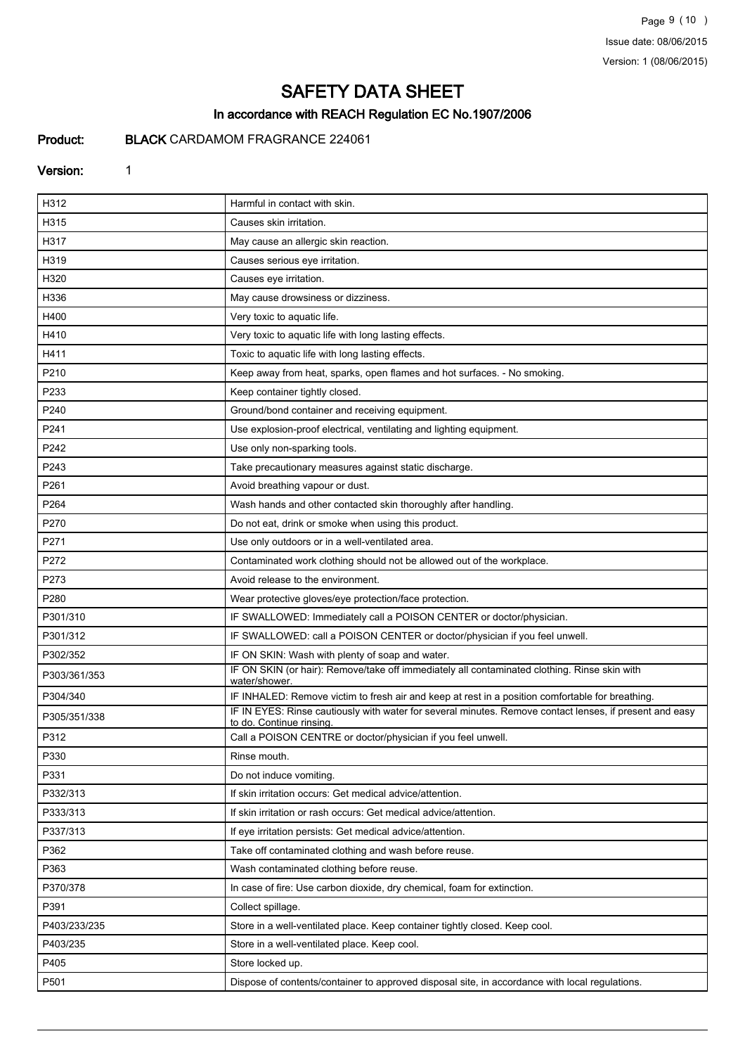# SAFETY DATA SHEET

## In accordance with REACH Regulation EC No.1907/2006

**Product:** **BLACK** CARDAMOM FRAGRANCE 224061

**Version:** 1

| | |
|---|---|
| H312 | Harmful in contact with skin. |
| H315 | Causes skin irritation. |
| H317 | May cause an allergic skin reaction. |
| H319 | Causes serious eye irritation. |
| H320 | Causes eye irritation. |
| H336 | May cause drowsiness or dizziness. |
| H400 | Very toxic to aquatic life. |
| H410 | Very toxic to aquatic life with long lasting effects. |
| H411 | Toxic to aquatic life with long lasting effects. |
| P210 | Keep away from heat, sparks, open flames and hot surfaces. - No smoking. |
| P233 | Keep container tightly closed. |
| P240 | Ground/bond container and receiving equipment. |
| P241 | Use explosion-proof electrical, ventilating and lighting equipment. |
| P242 | Use only non-sparking tools. |
| P243 | Take precautionary measures against static discharge. |
| P261 | Avoid breathing vapour or dust. |
| P264 | Wash hands and other contacted skin thoroughly after handling. |
| P270 | Do not eat, drink or smoke when using this product. |
| P271 | Use only outdoors or in a well-ventilated area. |
| P272 | Contaminated work clothing should not be allowed out of the workplace. |
| P273 | Avoid release to the environment. |
| P280 | Wear protective gloves/eye protection/face protection. |
| P301/310 | IF SWALLOWED: Immediately call a POISON CENTER or doctor/physician. |
| P301/312 | IF SWALLOWED: call a POISON CENTER or doctor/physician if you feel unwell. |
| P302/352 | IF ON SKIN: Wash with plenty of soap and water. |
| P303/361/353 | IF ON SKIN (or hair): Remove/take off immediately all contaminated clothing. Rinse skin with water/shower. |
| P304/340 | IF INHALED: Remove victim to fresh air and keep at rest in a position comfortable for breathing. |
| P305/351/338 | IF IN EYES: Rinse cautiously with water for several minutes. Remove contact lenses, if present and easy to do. Continue rinsing. |
| P312 | Call a POISON CENTRE or doctor/physician if you feel unwell. |
| P330 | Rinse mouth. |
| P331 | Do not induce vomiting. |
| P332/313 | If skin irritation occurs: Get medical advice/attention. |
| P333/313 | If skin irritation or rash occurs: Get medical advice/attention. |
| P337/313 | If eye irritation persists: Get medical advice/attention. |
| P362 | Take off contaminated clothing and wash before reuse. |
| P363 | Wash contaminated clothing before reuse. |
| P370/378 | In case of fire: Use carbon dioxide, dry chemical, foam for extinction. |
| P391 | Collect spillage. |
| P403/233/235 | Store in a well-ventilated place. Keep container tightly closed. Keep cool. |
| P403/235 | Store in a well-ventilated place. Keep cool. |
| P405 | Store locked up. |
| P501 | Dispose of contents/container to approved disposal site, in accordance with local regulations. |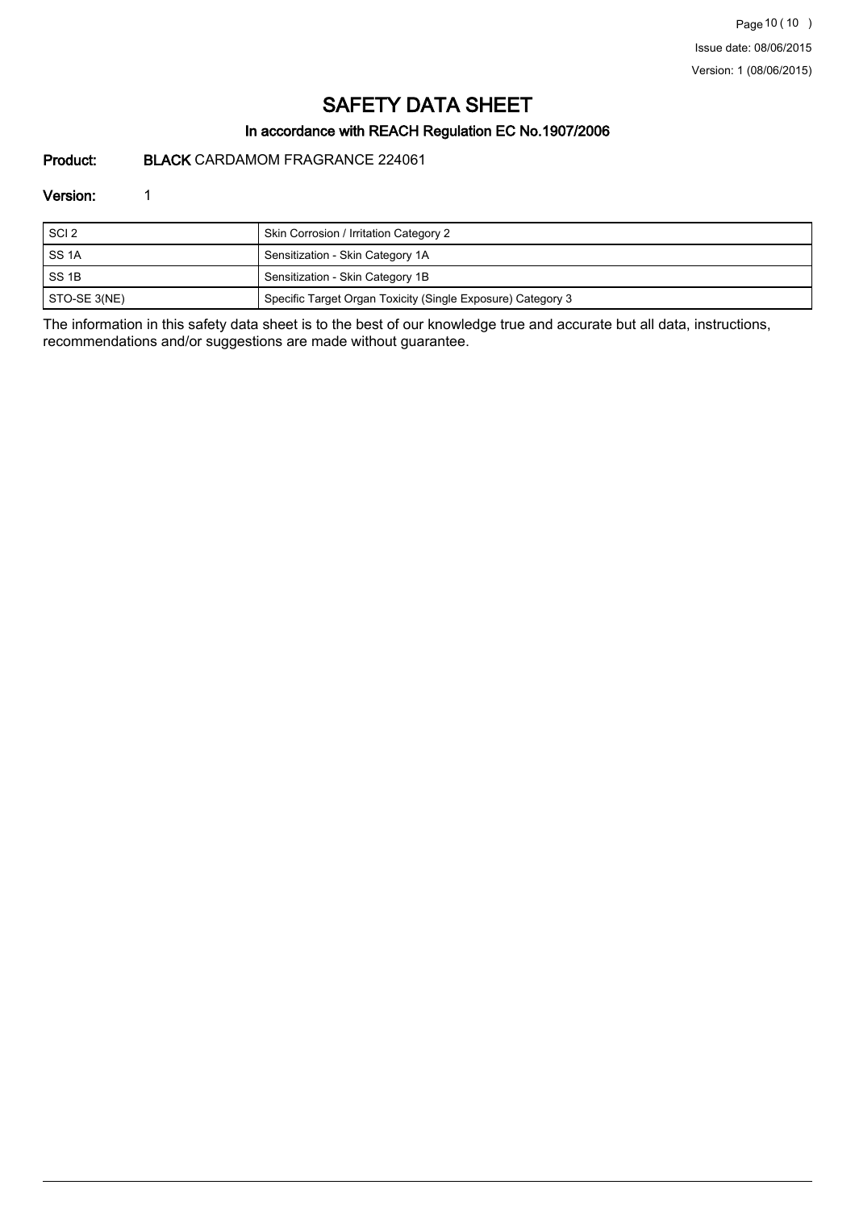# SAFETY DATA SHEET

## In accordance with REACH Regulation EC No.1907/2006

**Product:** **BLACK** CARDAMOM FRAGRANCE 224061

**Version:** 1

| | |
|---|---|
| SCI 2 | Skin Corrosion / Irritation Category 2 |
| SS 1A | Sensitization - Skin Category 1A |
| SS 1B | Sensitization - Skin Category 1B |
| STO-SE 3(NE) | Specific Target Organ Toxicity (Single Exposure) Category 3 |

The information in this safety data sheet is to the best of our knowledge true and accurate but all data, instructions, recommendations and/or suggestions are made without guarantee.